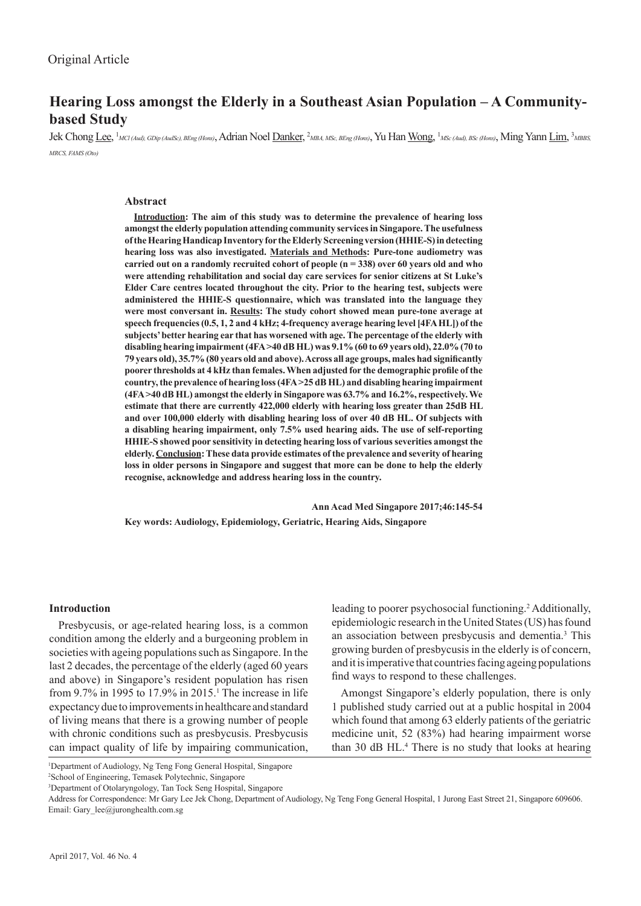Original Article

# Hearing Loss amongst the Elderly in a Southeast Asian Population – A Community-based Study

Jek Chong Lee, [1]*MCl (Aud), GDip (AudSc), BEng (Hons)*, Adrian Noel Danker, [2]*MBA, MSc, BEng (Hons)*, Yu Han Wong, [1]*MSc (Aud), BSc (Hons)*, Ming Yann Lim, [3]*MBBS, MRCS, FAMS (Oto)*

### Abstract

**Introduction: The aim of this study was to determine the prevalence of hearing loss amongst the elderly population attending community services in Singapore. The usefulness of the Hearing Handicap Inventory for the Elderly Screening version (HHIE-S) in detecting hearing loss was also investigated. Materials and Methods: Pure-tone audiometry was carried out on a randomly recruited cohort of people (n = 338) over 60 years old and who were attending rehabilitation and social day care services for senior citizens at St Luke's Elder Care centres located throughout the city. Prior to the hearing test, subjects were administered the HHIE-S questionnaire, which was translated into the language they were most conversant in. Results: The study cohort showed mean pure-tone average at speech frequencies (0.5, 1, 2 and 4 kHz; 4-frequency average hearing level [4FA HL]) of the subjects' better hearing ear that has worsened with age. The percentage of the elderly with disabling hearing impairment (4FA >40 dB HL) was 9.1% (60 to 69 years old), 22.0% (70 to 79 years old), 35.7% (80 years old and above). Across all age groups, males had significantly poorer thresholds at 4 kHz than females. When adjusted for the demographic profile of the country, the prevalence of hearing loss (4FA >25 dB HL) and disabling hearing impairment (4FA >40 dB HL) amongst the elderly in Singapore was 63.7% and 16.2%, respectively. We estimate that there are currently 422,000 elderly with hearing loss greater than 25dB HL and over 100,000 elderly with disabling hearing loss of over 40 dB HL. Of subjects with a disabling hearing impairment, only 7.5% used hearing aids. The use of self-reporting HHIE-S showed poor sensitivity in detecting hearing loss of various severities amongst the elderly. Conclusion: These data provide estimates of the prevalence and severity of hearing loss in older persons in Singapore and suggest that more can be done to help the elderly recognise, acknowledge and address hearing loss in the country.**

**Ann Acad Med Singapore 2017;46:145-54**

**Key words: Audiology, Epidemiology, Geriatric, Hearing Aids, Singapore**

## Introduction

Presbycusis, or age-related hearing loss, is a common condition among the elderly and a burgeoning problem in societies with ageing populations such as Singapore. In the last 2 decades, the percentage of the elderly (aged 60 years and above) in Singapore's resident population has risen from 9.7% in 1995 to 17.9% in 2015.[1] The increase in life expectancy due to improvements in healthcare and standard of living means that there is a growing number of people with chronic conditions such as presbycusis. Presbycusis can impact quality of life by impairing communication, leading to poorer psychosocial functioning.[2] Additionally, epidemiologic research in the United States (US) has found an association between presbycusis and dementia.[3] This growing burden of presbycusis in the elderly is of concern, and it is imperative that countries facing ageing populations find ways to respond to these challenges.

Amongst Singapore's elderly population, there is only 1 published study carried out at a public hospital in 2004 which found that among 63 elderly patients of the geriatric medicine unit, 52 (83%) had hearing impairment worse than 30 dB HL.[4] There is no study that looks at hearing

[1]Department of Audiology, Ng Teng Fong General Hospital, Singapore
[2]School of Engineering, Temasek Polytechnic, Singapore
[3]Department of Otolaryngology, Tan Tock Seng Hospital, Singapore
Address for Correspondence: Mr Gary Lee Jek Chong, Department of Audiology, Ng Teng Fong General Hospital, 1 Jurong East Street 21, Singapore 609606.
Email: Gary_lee@juronghealth.com.sg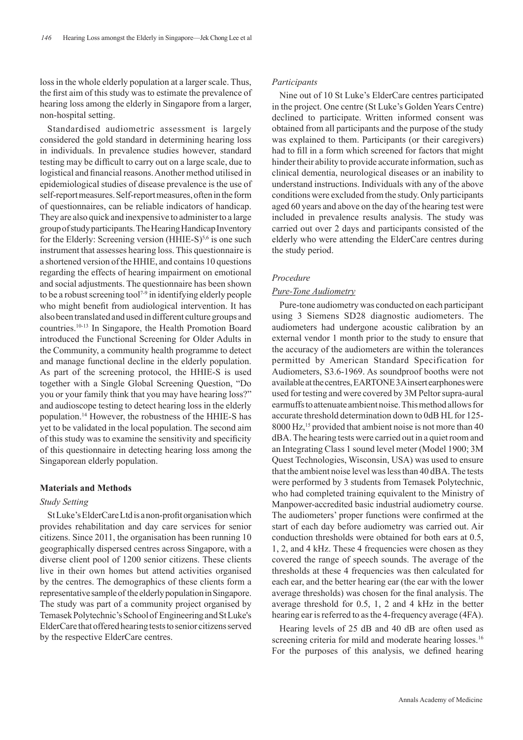loss in the whole elderly population at a larger scale. Thus, the first aim of this study was to estimate the prevalence of hearing loss among the elderly in Singapore from a larger, non-hospital setting.

Standardised audiometric assessment is largely considered the gold standard in determining hearing loss in individuals. In prevalence studies however, standard testing may be difficult to carry out on a large scale, due to logistical and financial reasons. Another method utilised in epidemiological studies of disease prevalence is the use of self-report measures. Self-report measures, often in the form of questionnaires, can be reliable indicators of handicap. They are also quick and inexpensive to administer to a large group of study participants. The Hearing Handicap Inventory for the Elderly: Screening version (HHIE-S)[5,6] is one such instrument that assesses hearing loss. This questionnaire is a shortened version of the HHIE, and contains 10 questions regarding the effects of hearing impairment on emotional and social adjustments. The questionnaire has been shown to be a robust screening tool[7-9] in identifying elderly people who might benefit from audiological intervention. It has also been translated and used in different culture groups and countries.[10-13] In Singapore, the Health Promotion Board introduced the Functional Screening for Older Adults in the Community, a community health programme to detect and manage functional decline in the elderly population. As part of the screening protocol, the HHIE-S is used together with a Single Global Screening Question, "Do you or your family think that you may have hearing loss?" and audioscope testing to detect hearing loss in the elderly population.[14] However, the robustness of the HHIE-S has yet to be validated in the local population. The second aim of this study was to examine the sensitivity and specificity of this questionnaire in detecting hearing loss among the Singaporean elderly population.

## Materials and Methods

### *Study Setting*

St Luke's ElderCare Ltd is a non-profit organisation which provides rehabilitation and day care services for senior citizens. Since 2011, the organisation has been running 10 geographically dispersed centres across Singapore, with a diverse client pool of 1200 senior citizens. These clients live in their own homes but attend activities organised by the centres. The demographics of these clients form a representative sample of the elderly population in Singapore. The study was part of a community project organised by Temasek Polytechnic's School of Engineering and St Luke's ElderCare that offered hearing tests to senior citizens served by the respective ElderCare centres.

### *Participants*

Nine out of 10 St Luke's ElderCare centres participated in the project. One centre (St Luke's Golden Years Centre) declined to participate. Written informed consent was obtained from all participants and the purpose of the study was explained to them. Participants (or their caregivers) had to fill in a form which screened for factors that might hinder their ability to provide accurate information, such as clinical dementia, neurological diseases or an inability to understand instructions. Individuals with any of the above conditions were excluded from the study. Only participants aged 60 years and above on the day of the hearing test were included in prevalence results analysis. The study was carried out over 2 days and participants consisted of the elderly who were attending the ElderCare centres during the study period.

### *Procedure*

#### *Pure-Tone Audiometry*

Pure-tone audiometry was conducted on each participant using 3 Siemens SD28 diagnostic audiometers. The audiometers had undergone acoustic calibration by an external vendor 1 month prior to the study to ensure that the accuracy of the audiometers are within the tolerances permitted by American Standard Specification for Audiometers, S3.6-1969. As soundproof booths were not available at the centres, EARTONE 3A insert earphones were used for testing and were covered by 3M Peltor supra-aural earmuffs to attenuate ambient noise. This method allows for accurate threshold determination down to 0dB HL for 125-8000 Hz,[15] provided that ambient noise is not more than 40 dBA. The hearing tests were carried out in a quiet room and an Integrating Class 1 sound level meter (Model 1900; 3M Quest Technologies, Wisconsin, USA) was used to ensure that the ambient noise level was less than 40 dBA. The tests were performed by 3 students from Temasek Polytechnic, who had completed training equivalent to the Ministry of Manpower-accredited basic industrial audiometry course. The audiometers' proper functions were confirmed at the start of each day before audiometry was carried out. Air conduction thresholds were obtained for both ears at 0.5, 1, 2, and 4 kHz. These 4 frequencies were chosen as they covered the range of speech sounds. The average of the thresholds at these 4 frequencies was then calculated for each ear, and the better hearing ear (the ear with the lower average thresholds) was chosen for the final analysis. The average threshold for 0.5, 1, 2 and 4 kHz in the better hearing ear is referred to as the 4-frequency average (4FA).

Hearing levels of 25 dB and 40 dB are often used as screening criteria for mild and moderate hearing losses.[16] For the purposes of this analysis, we defined hearing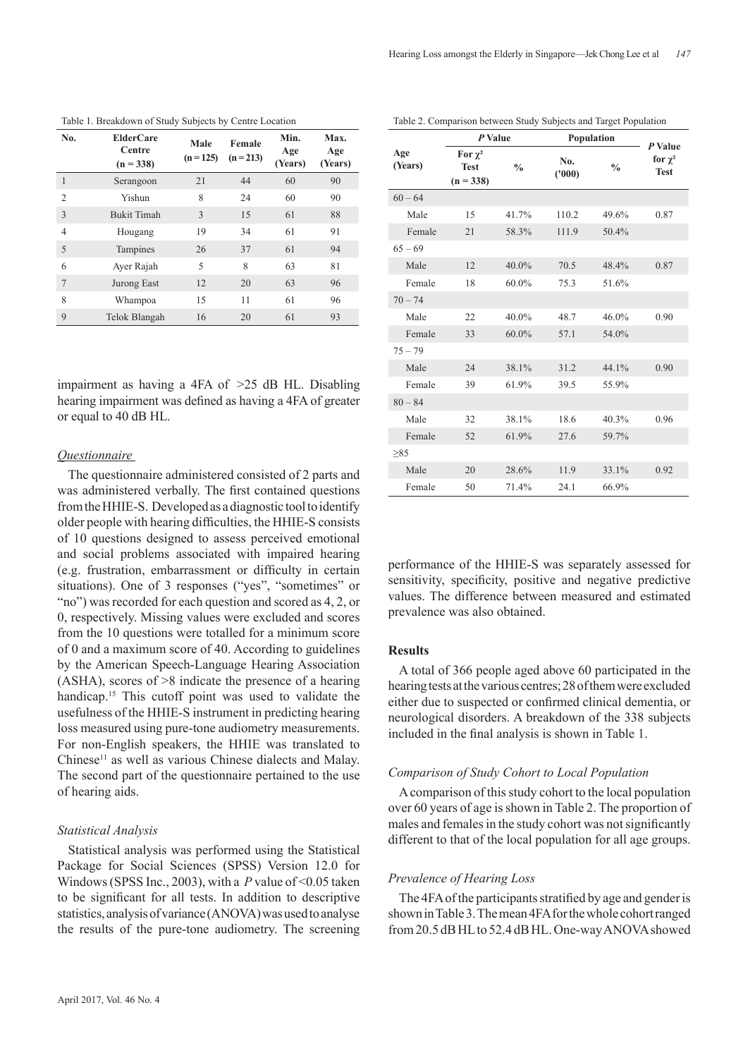Table 1. Breakdown of Study Subjects by Centre Location

| No. | ElderCare Centre (n = 338) | Male (n = 125) | Female (n = 213) | Min. Age (Years) | Max. Age (Years) |
|---|---|---|---|---|---|
| 1 | Serangoon | 21 | 44 | 60 | 90 |
| 2 | Yishun | 8 | 24 | 60 | 90 |
| 3 | Bukit Timah | 3 | 15 | 61 | 88 |
| 4 | Hougang | 19 | 34 | 61 | 91 |
| 5 | Tampines | 26 | 37 | 61 | 94 |
| 6 | Ayer Rajah | 5 | 8 | 63 | 81 |
| 7 | Jurong East | 12 | 20 | 63 | 96 |
| 8 | Whampoa | 15 | 11 | 61 | 96 |
| 9 | Telok Blangah | 16 | 20 | 61 | 93 |

impairment as having a 4FA of >25 dB HL. Disabling hearing impairment was defined as having a 4FA of greater or equal to 40 dB HL.

### *Questionnaire*

The questionnaire administered consisted of 2 parts and was administered verbally. The first contained questions from the HHIE-S. Developed as a diagnostic tool to identify older people with hearing difficulties, the HHIE-S consists of 10 questions designed to assess perceived emotional and social problems associated with impaired hearing (e.g. frustration, embarrassment or difficulty in certain situations). One of 3 responses ("yes", "sometimes" or "no") was recorded for each question and scored as 4, 2, or 0, respectively. Missing values were excluded and scores from the 10 questions were totalled for a minimum score of 0 and a maximum score of 40. According to guidelines by the American Speech-Language Hearing Association (ASHA), scores of >8 indicate the presence of a hearing handicap.[15] This cutoff point was used to validate the usefulness of the HHIE-S instrument in predicting hearing loss measured using pure-tone audiometry measurements. For non-English speakers, the HHIE was translated to Chinese[11] as well as various Chinese dialects and Malay. The second part of the questionnaire pertained to the use of hearing aids.

### *Statistical Analysis*

Statistical analysis was performed using the Statistical Package for Social Sciences (SPSS) Version 12.0 for Windows (SPSS Inc., 2003), with a *P* value of <0.05 taken to be significant for all tests. In addition to descriptive statistics, analysis of variance (ANOVA) was used to analyse the results of the pure-tone audiometry. The screening performance of the HHIE-S was separately assessed for sensitivity, specificity, positive and negative predictive values. The difference between measured and estimated prevalence was also obtained.

Table 2. Comparison between Study Subjects and Target Population

| Age (Years) | *P* Value: For $\chi^2$ Test (n = 338) | *P* Value: % | Population: No. ('000) | Population: % | *P* Value for $\chi^2$ Test |
|---|---|---|---|---|---|
| 60 – 64 | | | | | |
| Male | 15 | 41.7% | 110.2 | 49.6% | 0.87 |
| Female | 21 | 58.3% | 111.9 | 50.4% | |
| 65 – 69 | | | | | |
| Male | 12 | 40.0% | 70.5 | 48.4% | 0.87 |
| Female | 18 | 60.0% | 75.3 | 51.6% | |
| 70 – 74 | | | | | |
| Male | 22 | 40.0% | 48.7 | 46.0% | 0.90 |
| Female | 33 | 60.0% | 57.1 | 54.0% | |
| 75 – 79 | | | | | |
| Male | 24 | 38.1% | 31.2 | 44.1% | 0.90 |
| Female | 39 | 61.9% | 39.5 | 55.9% | |
| 80 – 84 | | | | | |
| Male | 32 | 38.1% | 18.6 | 40.3% | 0.96 |
| Female | 52 | 61.9% | 27.6 | 59.7% | |
| ≥85 | | | | | |
| Male | 20 | 28.6% | 11.9 | 33.1% | 0.92 |
| Female | 50 | 71.4% | 24.1 | 66.9% | |

## Results

A total of 366 people aged above 60 participated in the hearing tests at the various centres; 28 of them were excluded either due to suspected or confirmed clinical dementia, or neurological disorders. A breakdown of the 338 subjects included in the final analysis is shown in Table 1.

### *Comparison of Study Cohort to Local Population*

A comparison of this study cohort to the local population over 60 years of age is shown in Table 2. The proportion of males and females in the study cohort was not significantly different to that of the local population for all age groups.

### *Prevalence of Hearing Loss*

The 4FA of the participants stratified by age and gender is shown in Table 3. The mean 4FA for the whole cohort ranged from 20.5 dB HL to 52.4 dB HL. One-way ANOVA showed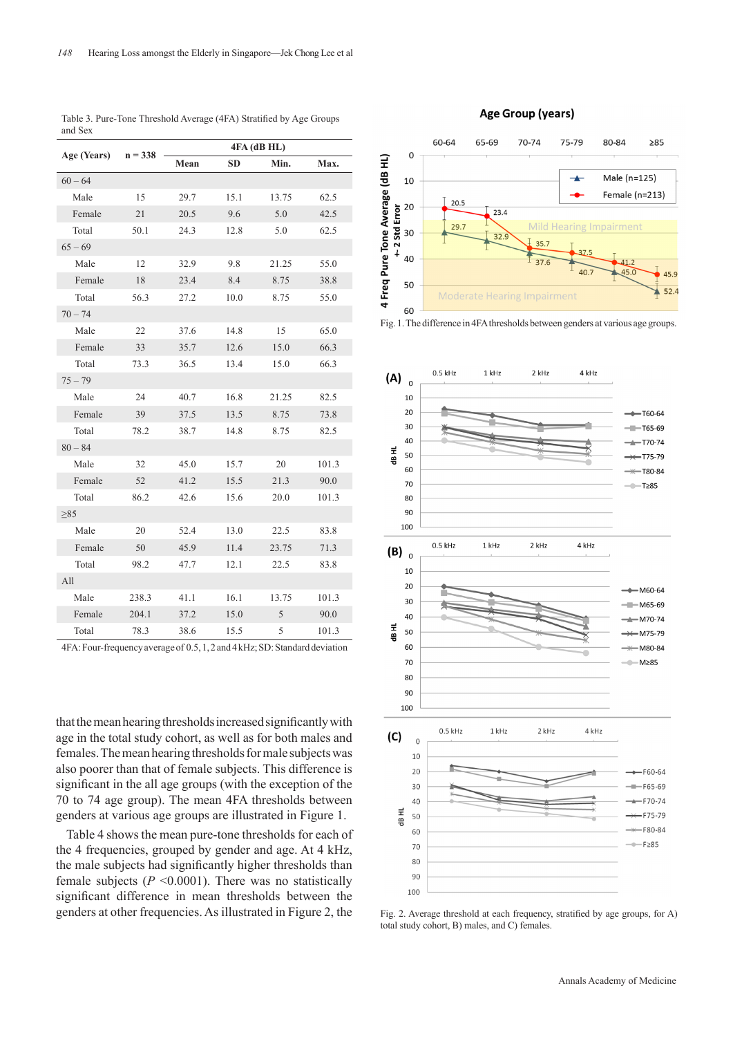Table 3. Pure-Tone Threshold Average (4FA) Stratified by Age Groups and Sex

| Age (Years) | n = 338 | 4FA (dB HL) | | | |
|---|---|---|---|---|---|
| | | Mean | SD | Min. | Max. |
| 60 – 64 | | | | | |
| Male | 15 | 29.7 | 15.1 | 13.75 | 62.5 |
| Female | 21 | 20.5 | 9.6 | 5.0 | 42.5 |
| Total | 50.1 | 24.3 | 12.8 | 5.0 | 62.5 |
| 65 – 69 | | | | | |
| Male | 12 | 32.9 | 9.8 | 21.25 | 55.0 |
| Female | 18 | 23.4 | 8.4 | 8.75 | 38.8 |
| Total | 56.3 | 27.2 | 10.0 | 8.75 | 55.0 |
| 70 – 74 | | | | | |
| Male | 22 | 37.6 | 14.8 | 15 | 65.0 |
| Female | 33 | 35.7 | 12.6 | 15.0 | 66.3 |
| Total | 73.3 | 36.5 | 13.4 | 15.0 | 66.3 |
| 75 – 79 | | | | | |
| Male | 24 | 40.7 | 16.8 | 21.25 | 82.5 |
| Female | 39 | 37.5 | 13.5 | 8.75 | 73.8 |
| Total | 78.2 | 38.7 | 14.8 | 8.75 | 82.5 |
| 80 – 84 | | | | | |
| Male | 32 | 45.0 | 15.7 | 20 | 101.3 |
| Female | 52 | 41.2 | 15.5 | 21.3 | 90.0 |
| Total | 86.2 | 42.6 | 15.6 | 20.0 | 101.3 |
| ≥85 | | | | | |
| Male | 20 | 52.4 | 13.0 | 22.5 | 83.8 |
| Female | 50 | 45.9 | 11.4 | 23.75 | 71.3 |
| Total | 98.2 | 47.7 | 12.1 | 22.5 | 83.8 |
| All | | | | | |
| Male | 238.3 | 41.1 | 16.1 | 13.75 | 101.3 |
| Female | 204.1 | 37.2 | 15.0 | 5 | 90.0 |
| Total | 78.3 | 38.6 | 15.5 | 5 | 101.3 |

4FA: Four-frequency average of 0.5, 1, 2 and 4 kHz; SD: Standard deviation

that the mean hearing thresholds increased significantly with age in the total study cohort, as well as for both males and females. The mean hearing thresholds for male subjects was also poorer than that of female subjects. This difference is significant in the all age groups (with the exception of the 70 to 74 age group). The mean 4FA thresholds between genders at various age groups are illustrated in Figure 1.

Table 4 shows the mean pure-tone thresholds for each of the 4 frequencies, grouped by gender and age. At 4 kHz, the male subjects had significantly higher thresholds than female subjects ($P$ <0.0001). There was no statistically significant difference in mean thresholds between the genders at other frequencies. As illustrated in Figure 2, the

Fig. 1. The difference in 4FA thresholds between genders at various age groups.

Fig. 2. Average threshold at each frequency, stratified by age groups, for A) total study cohort, B) males, and C) females.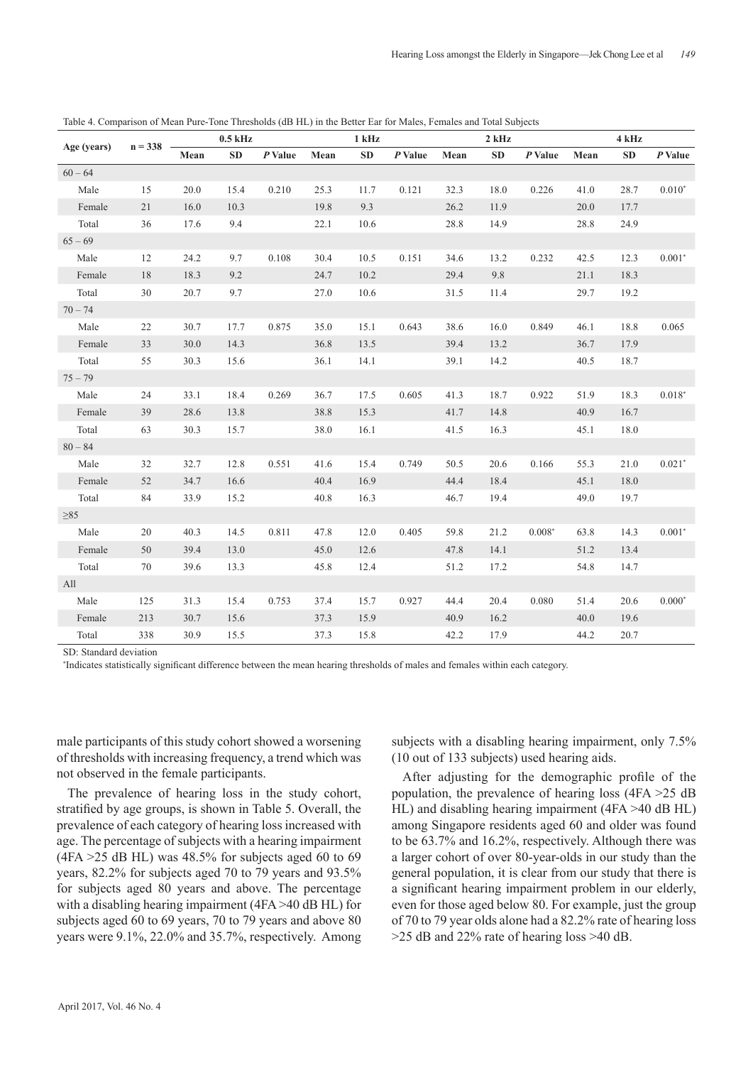Table 4. Comparison of Mean Pure-Tone Thresholds (dB HL) in the Better Ear for Males, Females and Total Subjects

| Age (years) | n = 338 | 0.5 kHz | | | 1 kHz | | | 2 kHz | | | 4 kHz | | |
|---|---|---|---|---|---|---|---|---|---|---|---|---|---|
| | | Mean | SD | *P* Value | Mean | SD | *P* Value | Mean | SD | *P* Value | Mean | SD | *P* Value |
| 60 – 64 | | | | | | | | | | | | | |
| Male | 15 | 20.0 | 15.4 | 0.210 | 25.3 | 11.7 | 0.121 | 32.3 | 18.0 | 0.226 | 41.0 | 28.7 | 0.010* |
| Female | 21 | 16.0 | 10.3 | | 19.8 | 9.3 | | 26.2 | 11.9 | | 20.0 | 17.7 | |
| Total | 36 | 17.6 | 9.4 | | 22.1 | 10.6 | | 28.8 | 14.9 | | 28.8 | 24.9 | |
| 65 – 69 | | | | | | | | | | | | | |
| Male | 12 | 24.2 | 9.7 | 0.108 | 30.4 | 10.5 | 0.151 | 34.6 | 13.2 | 0.232 | 42.5 | 12.3 | 0.001* |
| Female | 18 | 18.3 | 9.2 | | 24.7 | 10.2 | | 29.4 | 9.8 | | 21.1 | 18.3 | |
| Total | 30 | 20.7 | 9.7 | | 27.0 | 10.6 | | 31.5 | 11.4 | | 29.7 | 19.2 | |
| 70 – 74 | | | | | | | | | | | | | |
| Male | 22 | 30.7 | 17.7 | 0.875 | 35.0 | 15.1 | 0.643 | 38.6 | 16.0 | 0.849 | 46.1 | 18.8 | 0.065 |
| Female | 33 | 30.0 | 14.3 | | 36.8 | 13.5 | | 39.4 | 13.2 | | 36.7 | 17.9 | |
| Total | 55 | 30.3 | 15.6 | | 36.1 | 14.1 | | 39.1 | 14.2 | | 40.5 | 18.7 | |
| 75 – 79 | | | | | | | | | | | | | |
| Male | 24 | 33.1 | 18.4 | 0.269 | 36.7 | 17.5 | 0.605 | 41.3 | 18.7 | 0.922 | 51.9 | 18.3 | 0.018* |
| Female | 39 | 28.6 | 13.8 | | 38.8 | 15.3 | | 41.7 | 14.8 | | 40.9 | 16.7 | |
| Total | 63 | 30.3 | 15.7 | | 38.0 | 16.1 | | 41.5 | 16.3 | | 45.1 | 18.0 | |
| 80 – 84 | | | | | | | | | | | | | |
| Male | 32 | 32.7 | 12.8 | 0.551 | 41.6 | 15.4 | 0.749 | 50.5 | 20.6 | 0.166 | 55.3 | 21.0 | 0.021* |
| Female | 52 | 34.7 | 16.6 | | 40.4 | 16.9 | | 44.4 | 18.4 | | 45.1 | 18.0 | |
| Total | 84 | 33.9 | 15.2 | | 40.8 | 16.3 | | 46.7 | 19.4 | | 49.0 | 19.7 | |
| ≥85 | | | | | | | | | | | | | |
| Male | 20 | 40.3 | 14.5 | 0.811 | 47.8 | 12.0 | 0.405 | 59.8 | 21.2 | 0.008* | 63.8 | 14.3 | 0.001* |
| Female | 50 | 39.4 | 13.0 | | 45.0 | 12.6 | | 47.8 | 14.1 | | 51.2 | 13.4 | |
| Total | 70 | 39.6 | 13.3 | | 45.8 | 12.4 | | 51.2 | 17.2 | | 54.8 | 14.7 | |
| All | | | | | | | | | | | | | |
| Male | 125 | 31.3 | 15.4 | 0.753 | 37.4 | 15.7 | 0.927 | 44.4 | 20.4 | 0.080 | 51.4 | 20.6 | 0.000* |
| Female | 213 | 30.7 | 15.6 | | 37.3 | 15.9 | | 40.9 | 16.2 | | 40.0 | 19.6 | |
| Total | 338 | 30.9 | 15.5 | | 37.3 | 15.8 | | 42.2 | 17.9 | | 44.2 | 20.7 | |

SD: Standard deviation

*Indicates statistically significant difference between the mean hearing thresholds of males and females within each category.

male participants of this study cohort showed a worsening of thresholds with increasing frequency, a trend which was not observed in the female participants.

The prevalence of hearing loss in the study cohort, stratified by age groups, is shown in Table 5. Overall, the prevalence of each category of hearing loss increased with age. The percentage of subjects with a hearing impairment (4FA >25 dB HL) was 48.5% for subjects aged 60 to 69 years, 82.2% for subjects aged 70 to 79 years and 93.5% for subjects aged 80 years and above. The percentage with a disabling hearing impairment (4FA >40 dB HL) for subjects aged 60 to 69 years, 70 to 79 years and above 80 years were 9.1%, 22.0% and 35.7%, respectively. Among subjects with a disabling hearing impairment, only 7.5% (10 out of 133 subjects) used hearing aids.

After adjusting for the demographic profile of the population, the prevalence of hearing loss (4FA >25 dB HL) and disabling hearing impairment (4FA >40 dB HL) among Singapore residents aged 60 and older was found to be 63.7% and 16.2%, respectively. Although there was a larger cohort of over 80-year-olds in our study than the general population, it is clear from our study that there is a significant hearing impairment problem in our elderly, even for those aged below 80. For example, just the group of 70 to 79 year olds alone had a 82.2% rate of hearing loss >25 dB and 22% rate of hearing loss >40 dB.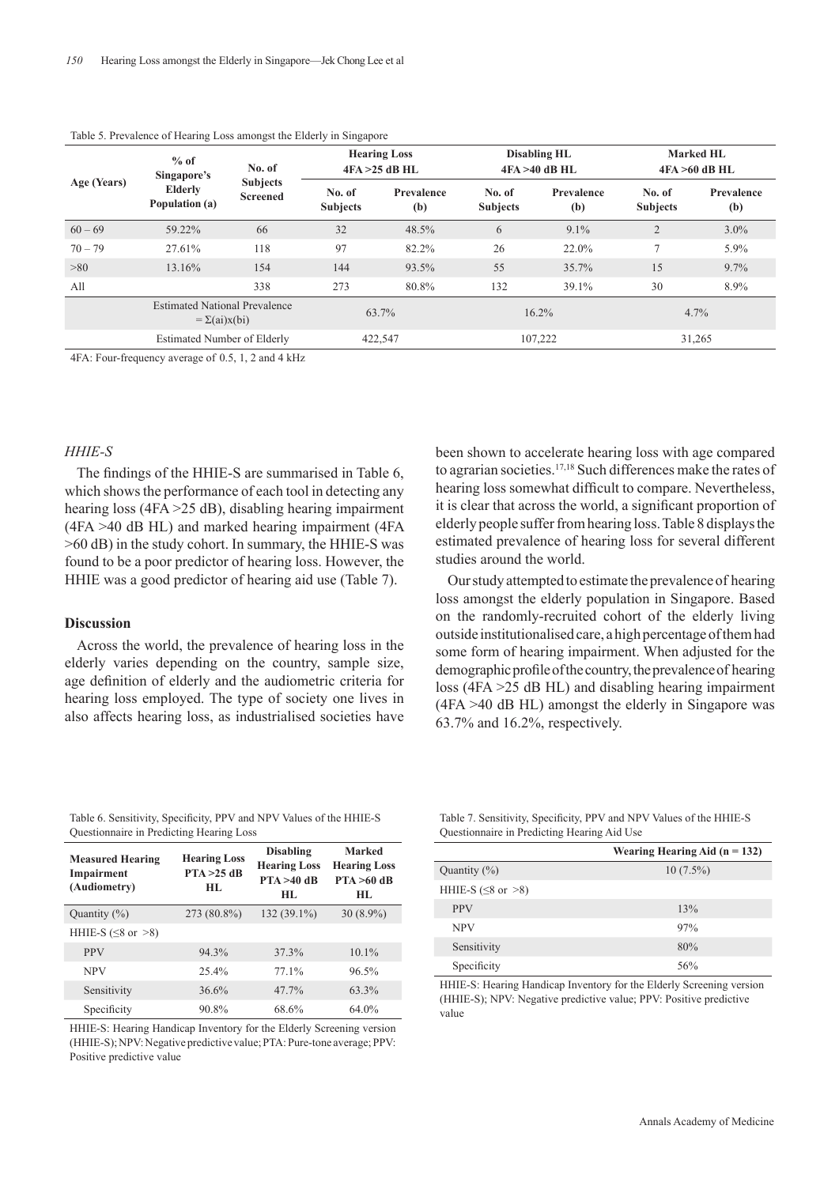Table 5. Prevalence of Hearing Loss amongst the Elderly in Singapore

| Age (Years) | % of Singapore's Elderly Population (a) | No. of Subjects Screened | Hearing Loss 4FA >25 dB HL | | Disabling HL 4FA >40 dB HL | | Marked HL 4FA >60 dB HL | |
|---|---|---|---|---|---|---|---|---|
| | | | No. of Subjects | Prevalence (b) | No. of Subjects | Prevalence (b) | No. of Subjects | Prevalence (b) |
| 60 – 69 | 59.22% | 66 | 32 | 48.5% | 6 | 9.1% | 2 | 3.0% |
| 70 – 79 | 27.61% | 118 | 97 | 82.2% | 26 | 22.0% | 7 | 5.9% |
| >80 | 13.16% | 154 | 144 | 93.5% | 55 | 35.7% | 15 | 9.7% |
| All | | 338 | 273 | 80.8% | 132 | 39.1% | 30 | 8.9% |
| | Estimated National Prevalence $= \Sigma(ai)x(bi)$ | | 63.7% | | 16.2% | | 4.7% | |
| | Estimated Number of Elderly | | 422,547 | | 107,222 | | 31,265 | |

4FA: Four-frequency average of 0.5, 1, 2 and 4 kHz

*HHIE-S*

The findings of the HHIE-S are summarised in Table 6, which shows the performance of each tool in detecting any hearing loss (4FA >25 dB), disabling hearing impairment (4FA >40 dB HL) and marked hearing impairment (4FA >60 dB) in the study cohort. In summary, the HHIE-S was found to be a poor predictor of hearing loss. However, the HHIE was a good predictor of hearing aid use (Table 7).

## Discussion

Across the world, the prevalence of hearing loss in the elderly varies depending on the country, sample size, age definition of elderly and the audiometric criteria for hearing loss employed. The type of society one lives in also affects hearing loss, as industrialised societies have been shown to accelerate hearing loss with age compared to agrarian societies.[17,18] Such differences make the rates of hearing loss somewhat difficult to compare. Nevertheless, it is clear that across the world, a significant proportion of elderly people suffer from hearing loss. Table 8 displays the estimated prevalence of hearing loss for several different studies around the world.

Our study attempted to estimate the prevalence of hearing loss amongst the elderly population in Singapore. Based on the randomly-recruited cohort of the elderly living outside institutionalised care, a high percentage of them had some form of hearing impairment. When adjusted for the demographic profile of the country, the prevalence of hearing loss (4FA >25 dB HL) and disabling hearing impairment (4FA >40 dB HL) amongst the elderly in Singapore was 63.7% and 16.2%, respectively.

Table 6. Sensitivity, Specificity, PPV and NPV Values of the HHIE-S Questionnaire in Predicting Hearing Loss

| Measured Hearing Impairment (Audiometry) | Hearing Loss PTA >25 dB HL | Disabling Hearing Loss PTA >40 dB HL | Marked Hearing Loss PTA >60 dB HL |
|---|---|---|---|
| Quantity (%) | 273 (80.8%) | 132 (39.1%) | 30 (8.9%) |
| HHIE-S (≤8 or >8) | | | |
| PPV | 94.3% | 37.3% | 10.1% |
| NPV | 25.4% | 77.1% | 96.5% |
| Sensitivity | 36.6% | 47.7% | 63.3% |
| Specificity | 90.8% | 68.6% | 64.0% |

HHIE-S: Hearing Handicap Inventory for the Elderly Screening version (HHIE-S); NPV: Negative predictive value; PTA: Pure-tone average; PPV: Positive predictive value

Table 7. Sensitivity, Specificity, PPV and NPV Values of the HHIE-S Questionnaire in Predicting Hearing Aid Use

| | Wearing Hearing Aid (n = 132) |
|---|---|
| Quantity (%) | 10 (7.5%) |
| HHIE-S (≤8 or >8) | |
| PPV | 13% |
| NPV | 97% |
| Sensitivity | 80% |
| Specificity | 56% |

HHIE-S: Hearing Handicap Inventory for the Elderly Screening version (HHIE-S); NPV: Negative predictive value; PPV: Positive predictive value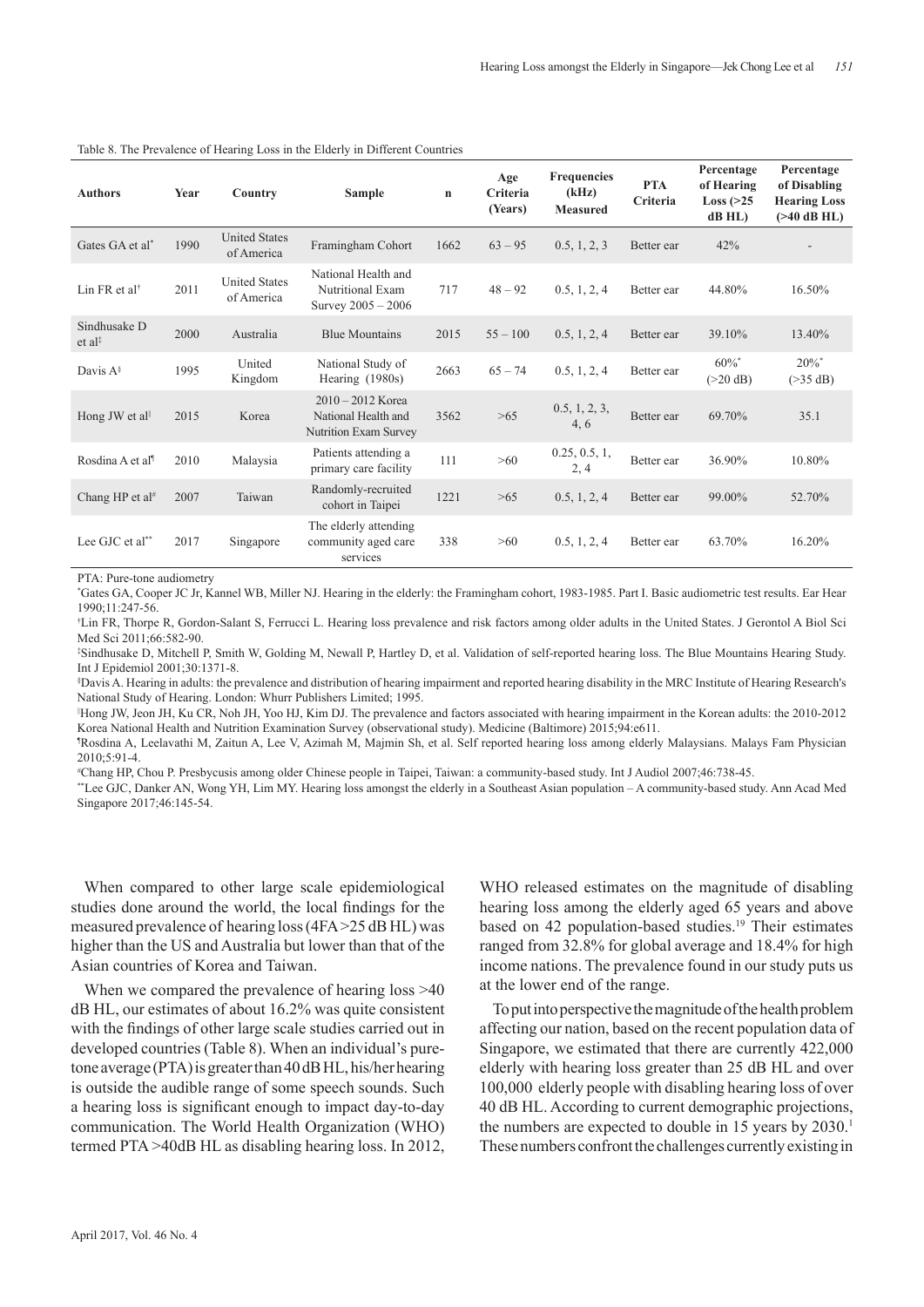Table 8. The Prevalence of Hearing Loss in the Elderly in Different Countries

| Authors | Year | Country | Sample | n | Age Criteria (Years) | Frequencies (kHz) Measured | PTA Criteria | Percentage of Hearing Loss (>25 dB HL) | Percentage of Disabling Hearing Loss (>40 dB HL) |
|---|---|---|---|---|---|---|---|---|---|
| Gates GA et al* | 1990 | United States of America | Framingham Cohort | 1662 | 63 – 95 | 0.5, 1, 2, 3 | Better ear | 42% | - |
| Lin FR et al† | 2011 | United States of America | National Health and Nutritional Exam Survey 2005 – 2006 | 717 | 48 – 92 | 0.5, 1, 2, 4 | Better ear | 44.80% | 16.50% |
| Sindhusake D et al‡ | 2000 | Australia | Blue Mountains | 2015 | 55 – 100 | 0.5, 1, 2, 4 | Better ear | 39.10% | 13.40% |
| Davis A§ | 1995 | United Kingdom | National Study of Hearing (1980s) | 2663 | 65 – 74 | 0.5, 1, 2, 4 | Better ear | 60%* (>20 dB) | 20%* (>35 dB) |
| Hong JW et al‖ | 2015 | Korea | 2010 – 2012 Korea National Health and Nutrition Exam Survey | 3562 | >65 | 0.5, 1, 2, 3, 4, 6 | Better ear | 69.70% | 35.1 |
| Rosdina A et al¶ | 2010 | Malaysia | Patients attending a primary care facility | 111 | >60 | 0.25, 0.5, 1, 2, 4 | Better ear | 36.90% | 10.80% |
| Chang HP et al# | 2007 | Taiwan | Randomly-recruited cohort in Taipei | 1221 | >65 | 0.5, 1, 2, 4 | Better ear | 99.00% | 52.70% |
| Lee GJC et al** | 2017 | Singapore | The elderly attending community aged care services | 338 | >60 | 0.5, 1, 2, 4 | Better ear | 63.70% | 16.20% |

PTA: Pure-tone audiometry

*Gates GA, Cooper JC Jr, Kannel WB, Miller NJ. Hearing in the elderly: the Framingham cohort, 1983-1985. Part I. Basic audiometric test results. Ear Hear 1990;11:247-56.

†Lin FR, Thorpe R, Gordon-Salant S, Ferrucci L. Hearing loss prevalence and risk factors among older adults in the United States. J Gerontol A Biol Sci Med Sci 2011;66:582-90.

‡Sindhusake D, Mitchell P, Smith W, Golding M, Newall P, Hartley D, et al. Validation of self-reported hearing loss. The Blue Mountains Hearing Study. Int J Epidemiol 2001;30:1371-8.

§Davis A. Hearing in adults: the prevalence and distribution of hearing impairment and reported hearing disability in the MRC Institute of Hearing Research's National Study of Hearing. London: Whurr Publishers Limited; 1995.

‖Hong JW, Jeon JH, Ku CR, Noh JH, Yoo HJ, Kim DJ. The prevalence and factors associated with hearing impairment in the Korean adults: the 2010-2012 Korea National Health and Nutrition Examination Survey (observational study). Medicine (Baltimore) 2015;94:e611.

¶Rosdina A, Leelavathi M, Zaitun A, Lee V, Azimah M, Majmin Sh, et al. Self reported hearing loss among elderly Malaysians. Malays Fam Physician 2010;5:91-4.

#Chang HP, Chou P. Presbycusis among older Chinese people in Taipei, Taiwan: a community-based study. Int J Audiol 2007;46:738-45.

**Lee GJC, Danker AN, Wong YH, Lim MY. Hearing loss amongst the elderly in a Southeast Asian population – A community-based study. Ann Acad Med Singapore 2017;46:145-54.

When compared to other large scale epidemiological studies done around the world, the local findings for the measured prevalence of hearing loss (4FA >25 dB HL) was higher than the US and Australia but lower than that of the Asian countries of Korea and Taiwan.

When we compared the prevalence of hearing loss >40 dB HL, our estimates of about 16.2% was quite consistent with the findings of other large scale studies carried out in developed countries (Table 8). When an individual's pure-tone average (PTA) is greater than 40 dB HL, his/her hearing is outside the audible range of some speech sounds. Such a hearing loss is significant enough to impact day-to-day communication. The World Health Organization (WHO) termed PTA >40dB HL as disabling hearing loss. In 2012, WHO released estimates on the magnitude of disabling hearing loss among the elderly aged 65 years and above based on 42 population-based studies.[19] Their estimates ranged from 32.8% for global average and 18.4% for high income nations. The prevalence found in our study puts us at the lower end of the range.

To put into perspective the magnitude of the health problem affecting our nation, based on the recent population data of Singapore, we estimated that there are currently 422,000 elderly with hearing loss greater than 25 dB HL and over 100,000 elderly people with disabling hearing loss of over 40 dB HL. According to current demographic projections, the numbers are expected to double in 15 years by 2030.[1] These numbers confront the challenges currently existing in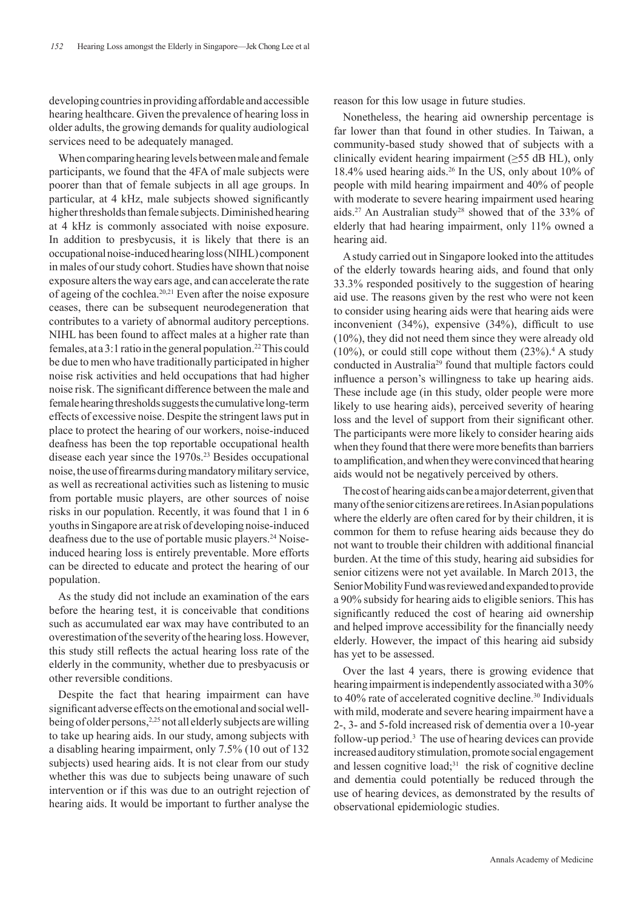developing countries in providing affordable and accessible hearing healthcare. Given the prevalence of hearing loss in older adults, the growing demands for quality audiological services need to be adequately managed.

When comparing hearing levels between male and female participants, we found that the 4FA of male subjects were poorer than that of female subjects in all age groups. In particular, at 4 kHz, male subjects showed significantly higher thresholds than female subjects. Diminished hearing at 4 kHz is commonly associated with noise exposure. In addition to presbycusis, it is likely that there is an occupational noise-induced hearing loss (NIHL) component in males of our study cohort. Studies have shown that noise exposure alters the way ears age, and can accelerate the rate of ageing of the cochlea.[20,21] Even after the noise exposure ceases, there can be subsequent neurodegeneration that contributes to a variety of abnormal auditory perceptions. NIHL has been found to affect males at a higher rate than females, at a 3:1 ratio in the general population.[22] This could be due to men who have traditionally participated in higher noise risk activities and held occupations that had higher noise risk. The significant difference between the male and female hearing thresholds suggests the cumulative long-term effects of excessive noise. Despite the stringent laws put in place to protect the hearing of our workers, noise-induced deafness has been the top reportable occupational health disease each year since the 1970s.[23] Besides occupational noise, the use of firearms during mandatory military service, as well as recreational activities such as listening to music from portable music players, are other sources of noise risks in our population. Recently, it was found that 1 in 6 youths in Singapore are at risk of developing noise-induced deafness due to the use of portable music players.[24] Noise-induced hearing loss is entirely preventable. More efforts can be directed to educate and protect the hearing of our population.

As the study did not include an examination of the ears before the hearing test, it is conceivable that conditions such as accumulated ear wax may have contributed to an overestimation of the severity of the hearing loss. However, this study still reflects the actual hearing loss rate of the elderly in the community, whether due to presbyacusis or other reversible conditions.

Despite the fact that hearing impairment can have significant adverse effects on the emotional and social well-being of older persons,[2,25] not all elderly subjects are willing to take up hearing aids. In our study, among subjects with a disabling hearing impairment, only 7.5% (10 out of 132 subjects) used hearing aids. It is not clear from our study whether this was due to subjects being unaware of such intervention or if this was due to an outright rejection of hearing aids. It would be important to further analyse the reason for this low usage in future studies.

Nonetheless, the hearing aid ownership percentage is far lower than that found in other studies. In Taiwan, a community-based study showed that of subjects with a clinically evident hearing impairment (≥55 dB HL), only 18.4% used hearing aids.[26] In the US, only about 10% of people with mild hearing impairment and 40% of people with moderate to severe hearing impairment used hearing aids.[27] An Australian study[28] showed that of the 33% of elderly that had hearing impairment, only 11% owned a hearing aid.

A study carried out in Singapore looked into the attitudes of the elderly towards hearing aids, and found that only 33.3% responded positively to the suggestion of hearing aid use. The reasons given by the rest who were not keen to consider using hearing aids were that hearing aids were inconvenient (34%), expensive (34%), difficult to use (10%), they did not need them since they were already old (10%), or could still cope without them (23%).[4] A study conducted in Australia[29] found that multiple factors could influence a person's willingness to take up hearing aids. These include age (in this study, older people were more likely to use hearing aids), perceived severity of hearing loss and the level of support from their significant other. The participants were more likely to consider hearing aids when they found that there were more benefits than barriers to amplification, and when they were convinced that hearing aids would not be negatively perceived by others.

The cost of hearing aids can be a major deterrent, given that many of the senior citizens are retirees. In Asian populations where the elderly are often cared for by their children, it is common for them to refuse hearing aids because they do not want to trouble their children with additional financial burden. At the time of this study, hearing aid subsidies for senior citizens were not yet available. In March 2013, the Senior Mobility Fund was reviewed and expanded to provide a 90% subsidy for hearing aids to eligible seniors. This has significantly reduced the cost of hearing aid ownership and helped improve accessibility for the financially needy elderly. However, the impact of this hearing aid subsidy has yet to be assessed.

Over the last 4 years, there is growing evidence that hearing impairment is independently associated with a 30% to 40% rate of accelerated cognitive decline.[30] Individuals with mild, moderate and severe hearing impairment have a 2-, 3- and 5-fold increased risk of dementia over a 10-year follow-up period.[3] The use of hearing devices can provide increased auditory stimulation, promote social engagement and lessen cognitive load;[31] the risk of cognitive decline and dementia could potentially be reduced through the use of hearing devices, as demonstrated by the results of observational epidemiologic studies.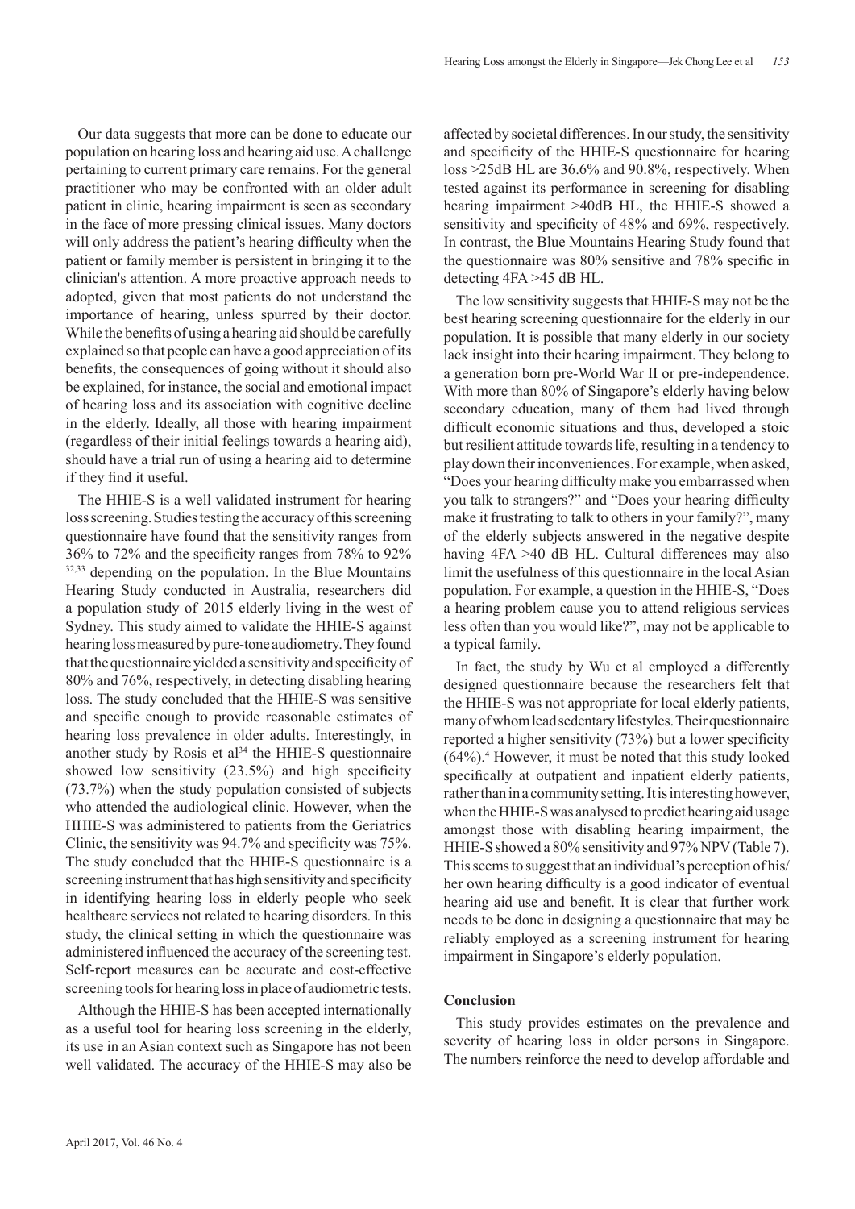Our data suggests that more can be done to educate our population on hearing loss and hearing aid use. A challenge pertaining to current primary care remains. For the general practitioner who may be confronted with an older adult patient in clinic, hearing impairment is seen as secondary in the face of more pressing clinical issues. Many doctors will only address the patient's hearing difficulty when the patient or family member is persistent in bringing it to the clinician's attention. A more proactive approach needs to adopted, given that most patients do not understand the importance of hearing, unless spurred by their doctor. While the benefits of using a hearing aid should be carefully explained so that people can have a good appreciation of its benefits, the consequences of going without it should also be explained, for instance, the social and emotional impact of hearing loss and its association with cognitive decline in the elderly. Ideally, all those with hearing impairment (regardless of their initial feelings towards a hearing aid), should have a trial run of using a hearing aid to determine if they find it useful.

The HHIE-S is a well validated instrument for hearing loss screening. Studies testing the accuracy of this screening questionnaire have found that the sensitivity ranges from 36% to 72% and the specificity ranges from 78% to 92% [32,33] depending on the population. In the Blue Mountains Hearing Study conducted in Australia, researchers did a population study of 2015 elderly living in the west of Sydney. This study aimed to validate the HHIE-S against hearing loss measured by pure-tone audiometry. They found that the questionnaire yielded a sensitivity and specificity of 80% and 76%, respectively, in detecting disabling hearing loss. The study concluded that the HHIE-S was sensitive and specific enough to provide reasonable estimates of hearing loss prevalence in older adults. Interestingly, in another study by Rosis et al[34] the HHIE-S questionnaire showed low sensitivity (23.5%) and high specificity (73.7%) when the study population consisted of subjects who attended the audiological clinic. However, when the HHIE-S was administered to patients from the Geriatrics Clinic, the sensitivity was 94.7% and specificity was 75%. The study concluded that the HHIE-S questionnaire is a screening instrument that has high sensitivity and specificity in identifying hearing loss in elderly people who seek healthcare services not related to hearing disorders. In this study, the clinical setting in which the questionnaire was administered influenced the accuracy of the screening test. Self-report measures can be accurate and cost-effective screening tools for hearing loss in place of audiometric tests.

Although the HHIE-S has been accepted internationally as a useful tool for hearing loss screening in the elderly, its use in an Asian context such as Singapore has not been well validated. The accuracy of the HHIE-S may also be affected by societal differences. In our study, the sensitivity and specificity of the HHIE-S questionnaire for hearing loss >25dB HL are 36.6% and 90.8%, respectively. When tested against its performance in screening for disabling hearing impairment >40dB HL, the HHIE-S showed a sensitivity and specificity of 48% and 69%, respectively. In contrast, the Blue Mountains Hearing Study found that the questionnaire was 80% sensitive and 78% specific in detecting 4FA >45 dB HL.

The low sensitivity suggests that HHIE-S may not be the best hearing screening questionnaire for the elderly in our population. It is possible that many elderly in our society lack insight into their hearing impairment. They belong to a generation born pre-World War II or pre-independence. With more than 80% of Singapore's elderly having below secondary education, many of them had lived through difficult economic situations and thus, developed a stoic but resilient attitude towards life, resulting in a tendency to play down their inconveniences. For example, when asked, "Does your hearing difficulty make you embarrassed when you talk to strangers?" and "Does your hearing difficulty make it frustrating to talk to others in your family?", many of the elderly subjects answered in the negative despite having 4FA >40 dB HL. Cultural differences may also limit the usefulness of this questionnaire in the local Asian population. For example, a question in the HHIE-S, "Does a hearing problem cause you to attend religious services less often than you would like?", may not be applicable to a typical family.

In fact, the study by Wu et al employed a differently designed questionnaire because the researchers felt that the HHIE-S was not appropriate for local elderly patients, many of whom lead sedentary lifestyles. Their questionnaire reported a higher sensitivity (73%) but a lower specificity (64%).[4] However, it must be noted that this study looked specifically at outpatient and inpatient elderly patients, rather than in a community setting. It is interesting however, when the HHIE-S was analysed to predict hearing aid usage amongst those with disabling hearing impairment, the HHIE-S showed a 80% sensitivity and 97% NPV (Table 7). This seems to suggest that an individual's perception of his/her own hearing difficulty is a good indicator of eventual hearing aid use and benefit. It is clear that further work needs to be done in designing a questionnaire that may be reliably employed as a screening instrument for hearing impairment in Singapore's elderly population.

## Conclusion

This study provides estimates on the prevalence and severity of hearing loss in older persons in Singapore. The numbers reinforce the need to develop affordable and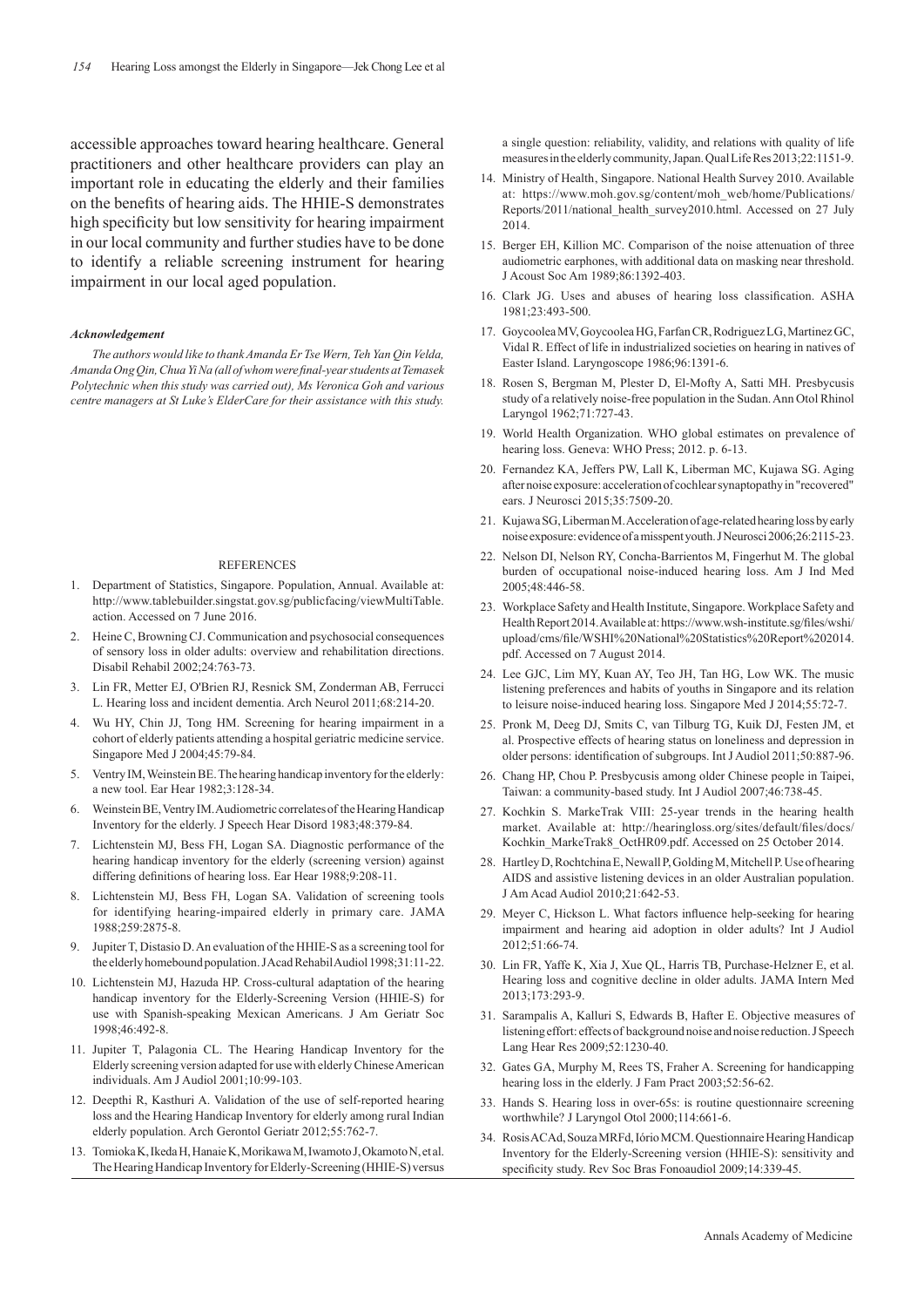accessible approaches toward hearing healthcare. General practitioners and other healthcare providers can play an important role in educating the elderly and their families on the benefits of hearing aids. The HHIE-S demonstrates high specificity but low sensitivity for hearing impairment in our local community and further studies have to be done to identify a reliable screening instrument for hearing impairment in our local aged population.

### *Acknowledgement*

*The authors would like to thank Amanda Er Tse Wern, Teh Yan Qin Velda, Amanda Ong Qin, Chua Yi Na (all of whom were final-year students at Temasek Polytechnic when this study was carried out), Ms Veronica Goh and various centre managers at St Luke's ElderCare for their assistance with this study.*

## REFERENCES

1. Department of Statistics, Singapore. Population, Annual. Available at: http://www.tablebuilder.singstat.gov.sg/publicfacing/viewMultiTable.action. Accessed on 7 June 2016.
2. Heine C, Browning CJ. Communication and psychosocial consequences of sensory loss in older adults: overview and rehabilitation directions. Disabil Rehabil 2002;24:763-73.
3. Lin FR, Metter EJ, O'Brien RJ, Resnick SM, Zonderman AB, Ferrucci L. Hearing loss and incident dementia. Arch Neurol 2011;68:214-20.
4. Wu HY, Chin JJ, Tong HM. Screening for hearing impairment in a cohort of elderly patients attending a hospital geriatric medicine service. Singapore Med J 2004;45:79-84.
5. Ventry IM, Weinstein BE. The hearing handicap inventory for the elderly: a new tool. Ear Hear 1982;3:128-34.
6. Weinstein BE, Ventry IM. Audiometric correlates of the Hearing Handicap Inventory for the elderly. J Speech Hear Disord 1983;48:379-84.
7. Lichtenstein MJ, Bess FH, Logan SA. Diagnostic performance of the hearing handicap inventory for the elderly (screening version) against differing definitions of hearing loss. Ear Hear 1988;9:208-11.
8. Lichtenstein MJ, Bess FH, Logan SA. Validation of screening tools for identifying hearing-impaired elderly in primary care. JAMA 1988;259:2875-8.
9. Jupiter T, Distasio D. An evaluation of the HHIE-S as a screening tool for the elderly homebound population. J Acad Rehabil Audiol 1998;31:11-22.
10. Lichtenstein MJ, Hazuda HP. Cross-cultural adaptation of the hearing handicap inventory for the Elderly-Screening Version (HHIE-S) for use with Spanish-speaking Mexican Americans. J Am Geriatr Soc 1998;46:492-8.
11. Jupiter T, Palagonia CL. The Hearing Handicap Inventory for the Elderly screening version adapted for use with elderly Chinese American individuals. Am J Audiol 2001;10:99-103.
12. Deepthi R, Kasthuri A. Validation of the use of self-reported hearing loss and the Hearing Handicap Inventory for elderly among rural Indian elderly population. Arch Gerontol Geriatr 2012;55:762-7.
13. Tomioka K, Ikeda H, Hanaie K, Morikawa M, Iwamoto J, Okamoto N, et al. The Hearing Handicap Inventory for Elderly-Screening (HHIE-S) versus a single question: reliability, validity, and relations with quality of life measures in the elderly community, Japan. Qual Life Res 2013;22:1151-9.
14. Ministry of Health, Singapore. National Health Survey 2010. Available at: https://www.moh.gov.sg/content/moh_web/home/Publications/Reports/2011/national_health_survey2010.html. Accessed on 27 July 2014.
15. Berger EH, Killion MC. Comparison of the noise attenuation of three audiometric earphones, with additional data on masking near threshold. J Acoust Soc Am 1989;86:1392-403.
16. Clark JG. Uses and abuses of hearing loss classification. ASHA 1981;23:493-500.
17. Goycoolea MV, Goycoolea HG, Farfan CR, Rodriguez LG, Martinez GC, Vidal R. Effect of life in industrialized societies on hearing in natives of Easter Island. Laryngoscope 1986;96:1391-6.
18. Rosen S, Bergman M, Plester D, El-Mofty A, Satti MH. Presbycusis study of a relatively noise-free population in the Sudan. Ann Otol Rhinol Laryngol 1962;71:727-43.
19. World Health Organization. WHO global estimates on prevalence of hearing loss. Geneva: WHO Press; 2012. p. 6-13.
20. Fernandez KA, Jeffers PW, Lall K, Liberman MC, Kujawa SG. Aging after noise exposure: acceleration of cochlear synaptopathy in "recovered" ears. J Neurosci 2015;35:7509-20.
21. Kujawa SG, Liberman M. Acceleration of age-related hearing loss by early noise exposure: evidence of a misspent youth. J Neurosci 2006;26:2115-23.
22. Nelson DI, Nelson RY, Concha-Barrientos M, Fingerhut M. The global burden of occupational noise-induced hearing loss. Am J Ind Med 2005;48:446-58.
23. Workplace Safety and Health Institute, Singapore. Workplace Safety and Health Report 2014. Available at: https://www.wsh-institute.sg/files/wshi/upload/cms/file/WSHI%20National%20Statistics%20Report%202014.pdf. Accessed on 7 August 2014.
24. Lee GJC, Lim MY, Kuan AY, Teo JH, Tan HG, Low WK. The music listening preferences and habits of youths in Singapore and its relation to leisure noise-induced hearing loss. Singapore Med J 2014;55:72-7.
25. Pronk M, Deeg DJ, Smits C, van Tilburg TG, Kuik DJ, Festen JM, et al. Prospective effects of hearing status on loneliness and depression in older persons: identification of subgroups. Int J Audiol 2011;50:887-96.
26. Chang HP, Chou P. Presbycusis among older Chinese people in Taipei, Taiwan: a community-based study. Int J Audiol 2007;46:738-45.
27. Kochkin S. MarkeTrak VIII: 25-year trends in the hearing health market. Available at: http://hearingloss.org/sites/default/files/docs/Kochkin_MarkeTrak8_OctHR09.pdf. Accessed on 25 October 2014.
28. Hartley D, Rochtchina E, Newall P, Golding M, Mitchell P. Use of hearing AIDS and assistive listening devices in an older Australian population. J Am Acad Audiol 2010;21:642-53.
29. Meyer C, Hickson L. What factors influence help-seeking for hearing impairment and hearing aid adoption in older adults? Int J Audiol 2012;51:66-74.
30. Lin FR, Yaffe K, Xia J, Xue QL, Harris TB, Purchase-Helzner E, et al. Hearing loss and cognitive decline in older adults. JAMA Intern Med 2013;173:293-9.
31. Sarampalis A, Kalluri S, Edwards B, Hafter E. Objective measures of listening effort: effects of background noise and noise reduction. J Speech Lang Hear Res 2009;52:1230-40.
32. Gates GA, Murphy M, Rees TS, Fraher A. Screening for handicapping hearing loss in the elderly. J Fam Pract 2003;52:56-62.
33. Hands S. Hearing loss in over-65s: is routine questionnaire screening worthwhile? J Laryngol Otol 2000;114:661-6.
34. Rosis ACAd, Souza MRFd, Iório MCM. Questionnaire Hearing Handicap Inventory for the Elderly-Screening version (HHIE-S): sensitivity and specificity study. Rev Soc Bras Fonoaudiol 2009;14:339-45.